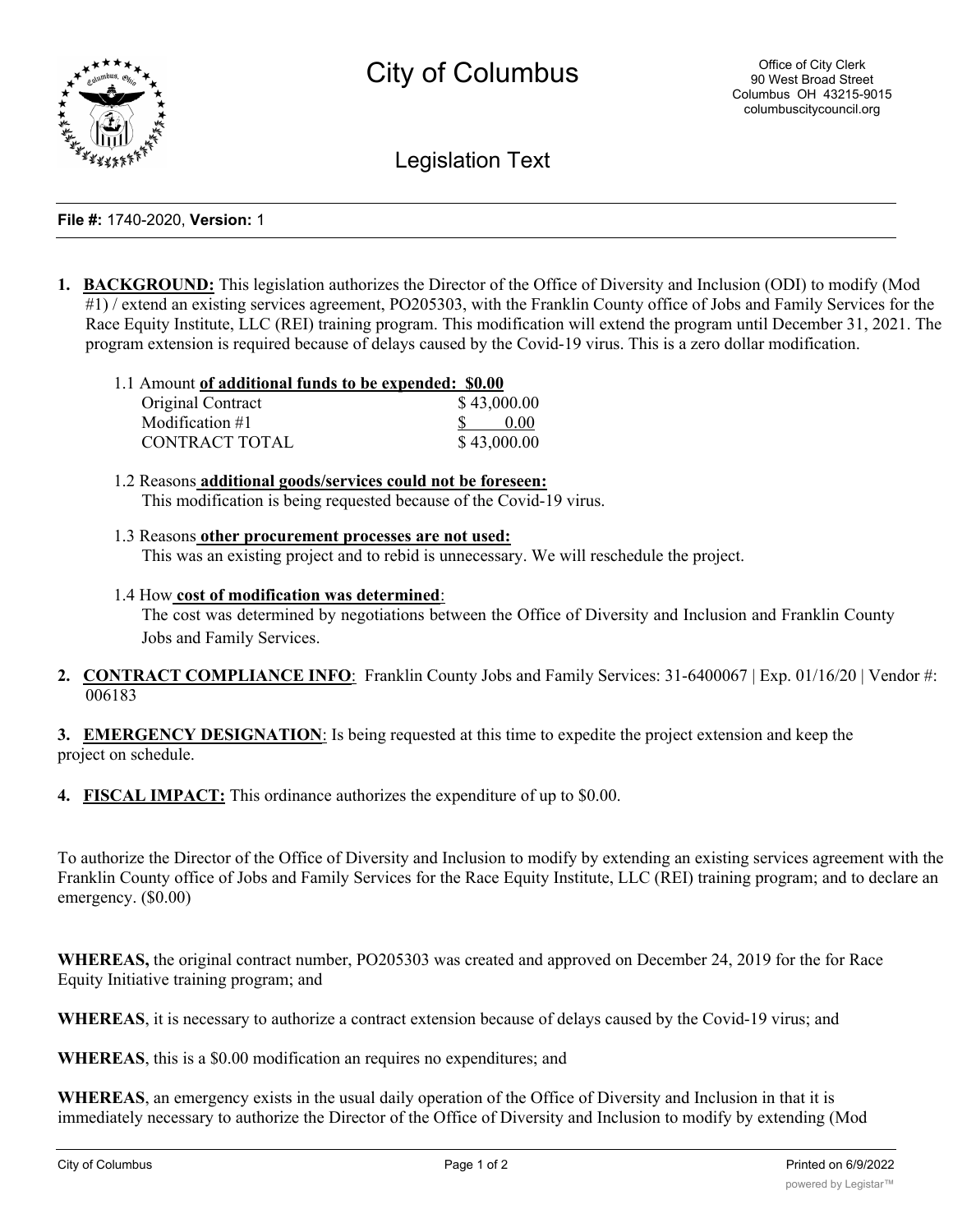# City of Columbus

Office of City Clerk
90 West Broad Street
Columbus OH 43215-9015
columbuscitycouncil.org

## Legislation Text

**File #:** 1740-2020, **Version:** 1

1. **BACKGROUND:** This legislation authorizes the Director of the Office of Diversity and Inclusion (ODI) to modify (Mod #1) / extend an existing services agreement, PO205303, with the Franklin County office of Jobs and Family Services for the Race Equity Institute, LLC (REI) training program. This modification will extend the program until December 31, 2021. The program extension is required because of delays caused by the Covid-19 virus. This is a zero dollar modification.

   1.1 Amount **of additional funds to be expended: $0.00**

   | | |
   |---|---|
   | Original Contract | $ 43,000.00 |
   | Modification #1 | $ 0.00 |
   | CONTRACT TOTAL | $ 43,000.00 |

   1.2 Reasons **additional goods/services could not be foreseen:**
   This modification is being requested because of the Covid-19 virus.

   1.3 Reasons **other procurement processes are not used:**
   This was an existing project and to rebid is unnecessary. We will reschedule the project.

   1.4 How **cost of modification was determined**:
   The cost was determined by negotiations between the Office of Diversity and Inclusion and Franklin County Jobs and Family Services.

2. **CONTRACT COMPLIANCE INFO**: Franklin County Jobs and Family Services: 31-6400067 | Exp. 01/16/20 | Vendor #: 006183

3. **EMERGENCY DESIGNATION**: Is being requested at this time to expedite the project extension and keep the project on schedule.

4. **FISCAL IMPACT:** This ordinance authorizes the expenditure of up to $0.00.

To authorize the Director of the Office of Diversity and Inclusion to modify by extending an existing services agreement with the Franklin County office of Jobs and Family Services for the Race Equity Institute, LLC (REI) training program; and to declare an emergency. ($0.00)

**WHEREAS,** the original contract number, PO205303 was created and approved on December 24, 2019 for the for Race Equity Initiative training program; and

**WHEREAS**, it is necessary to authorize a contract extension because of delays caused by the Covid-19 virus; and

**WHEREAS**, this is a $0.00 modification an requires no expenditures; and

**WHEREAS**, an emergency exists in the usual daily operation of the Office of Diversity and Inclusion in that it is immediately necessary to authorize the Director of the Office of Diversity and Inclusion to modify by extending (Mod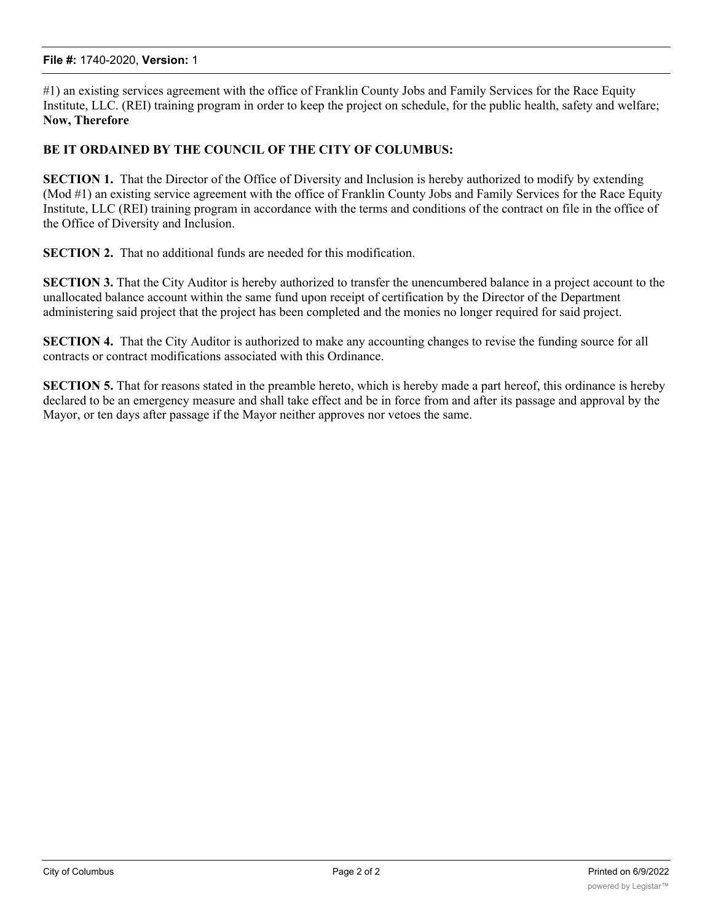#1) an existing services agreement with the office of Franklin County Jobs and Family Services for the Race Equity Institute, LLC. (REI) training program in order to keep the project on schedule, for the public health, safety and welfare; **Now, Therefore**

**BE IT ORDAINED BY THE COUNCIL OF THE CITY OF COLUMBUS:**

**SECTION 1.** That the Director of the Office of Diversity and Inclusion is hereby authorized to modify by extending (Mod #1) an existing service agreement with the office of Franklin County Jobs and Family Services for the Race Equity Institute, LLC (REI) training program in accordance with the terms and conditions of the contract on file in the office of the Office of Diversity and Inclusion.

**SECTION 2.** That no additional funds are needed for this modification.

**SECTION 3.** That the City Auditor is hereby authorized to transfer the unencumbered balance in a project account to the unallocated balance account within the same fund upon receipt of certification by the Director of the Department administering said project that the project has been completed and the monies no longer required for said project.

**SECTION 4.** That the City Auditor is authorized to make any accounting changes to revise the funding source for all contracts or contract modifications associated with this Ordinance.

**SECTION 5.** That for reasons stated in the preamble hereto, which is hereby made a part hereof, this ordinance is hereby declared to be an emergency measure and shall take effect and be in force from and after its passage and approval by the Mayor, or ten days after passage if the Mayor neither approves nor vetoes the same.